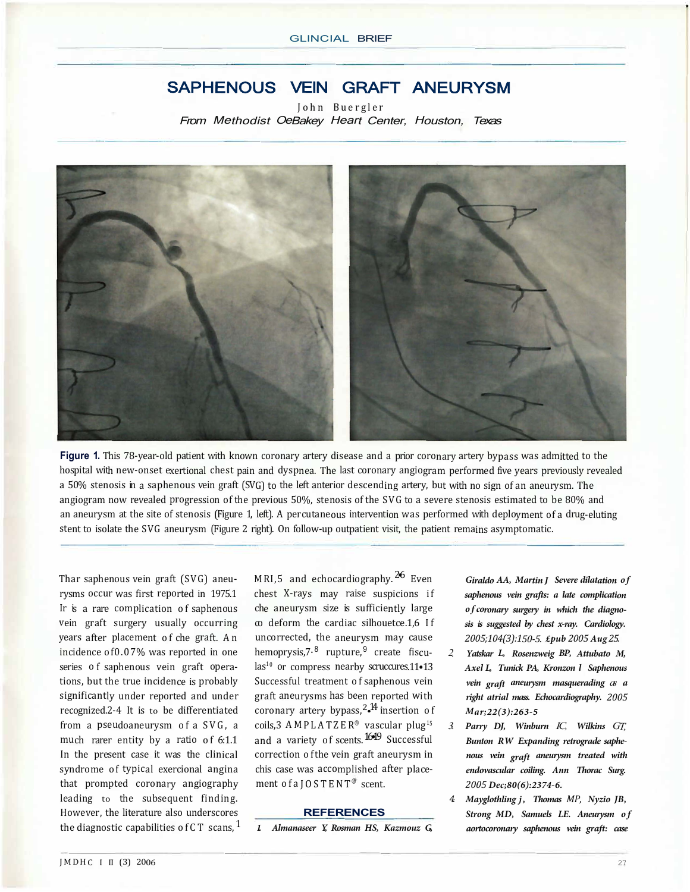GLINCIAL BRIEF

# SAPHENOUS VEIN GRAFT ANEURYSM

John Buergler

*From Methodist OeBakey Heart Center, Houston, Texas*

**Figure 1.** This 78-year-old patient with known coronary artery disease and a prior coronary artery bypass was admitted to the hospital with new-onset exertional chest pain and dyspnea. The last coronary angiogram performed five years previously revealed a 50% stenosis in a saphenous vein graft (SVG) to the left anterior descending artery, but with no sign of an aneurysm. The angiogram now revealed progression of the previous 50%, stenosis of the SVG to a severe stenosis estimated to be 80% and an aneurysm at the site of stenosis (Figure 1, left). A percutaneous intervention was performed with deployment of a drug-eluting stent to isolate the SVG aneurysm (Figure 2 right). On follow-up outpatient visit, the patient remains asymptomatic.

Thar saphenous vein graft (SVG) aneurysms occur was first reported in 1975.[1] Ir is a rare complication of saphenous vein graft surgery usually occurring years after placement of che graft. An incidence of 0.07% was reported in one series of saphenous vein graft operations, but the true incidence is probably significantly under reported and under recognized.[2-4] It is to be differentiated from a pseudoaneurysm of a SVG, a much rarer entity by a ratio of 6:1.1 In the present case it was the clinical syndrome of typical exercional angina that prompted coronary angiography leading to the subsequent finding. However, the literature also underscores the diagnostic capabilities of CT scans,[1] MRI,[5] and echocardiography.[2,6] Even chest X-rays may raise suspicions if che aneurysm size is sufficiently large co deform the cardiac silhouetce.[1,6] If uncorrected, the aneurysm may cause hemoprysis,[7,8] rupture,[9] create fisculas[10] or compress nearby scruccures.[11-13] Successful treatment of saphenous vein graft aneurysms has been reported with coronary artery bypass,[2,14] insertion of coils,[3] AMPLATZER® vascular plug[15] and a variety of scents.[16-19] Successful correction of the vein graft aneurysm in chis case was accomplished after placement of a JOSTENT® scent.

## REFERENCES

1. *Almanaseer Y, Rosman HS, Kazmouz G, Giraldo AA, Martin J Severe dilatation of saphenous vein grafts: a late complication of coronary surgery in which the diagnosis is suggested by chest x-ray. Cardiology. 2005;104(3):150-5. Epub 2005 Aug 25.*
2. *Yatskar L, Rosenzweig BP, Attubato M, Axel L, Tunick PA, Kronzon I Saphenous vein graft aneurysm masquerading as a right atrial mass. Echocardiography. 2005 Mar;22(3):263-5*
3. *Parry DJ, Winburn IC, Wilkins GT, Bunton RW Expanding retrograde saphenous vein graft aneurysm treated with endovascular coiling. Ann Thorac Surg. 2005 Dec;80(6):2374-6.*
4. *Mayglothling j, Thomas MP, Nyzio JB, Strong MD, Samuels LE. Aneurysm of aortocoronary saphenous vein graft: case*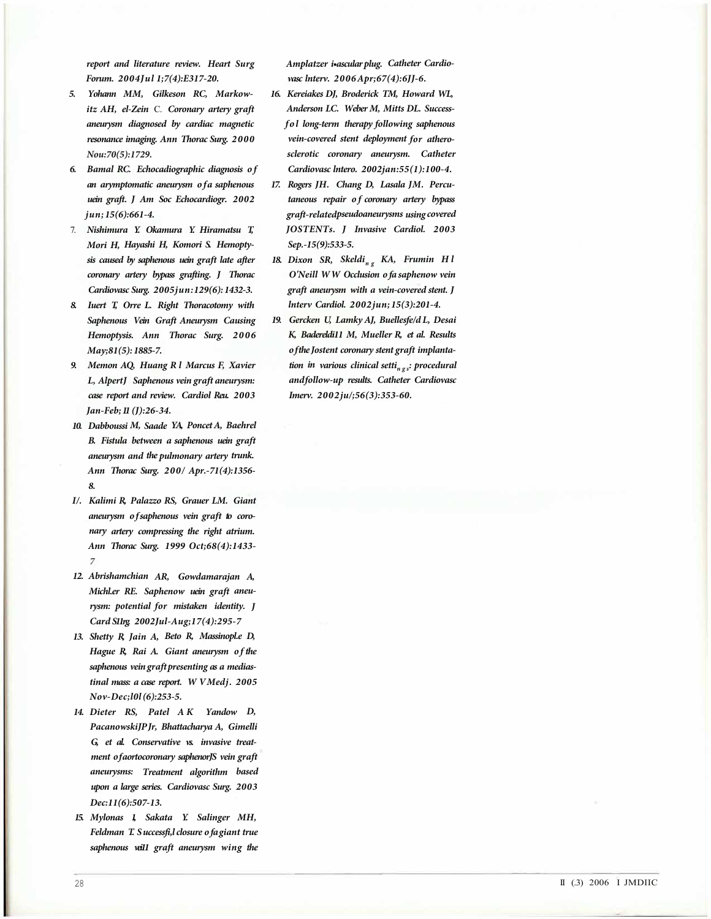*report and literature review. Heart Surg Forum. 2004Jul 1;7(4):E317-20.*

5. *Yohann MM, Gilkeson RC, Markowitz AH, el-Zein C. Coronary artery graft aneurysm diagnosed by cardiac magnetic resonance imaging. Ann Thorac Surg. 2000 Nou:70(5):1729.*
6. *Bamal RC. Echocadiographic diagnosis of an arymptomatic aneurysm of a saphenous uein graft. J Am Soc Echocardiogr. 2002 jun;15(6):661-4.*
7. *Nishimura Y. Okamura Y. Hiramatsu T, Mori H, Hayashi H, Komori S. Hemoptysis caused by saphenous uein graft late after coronary artery bypass grafting. J Thorac Cardiovasc Surg. 2005jun:129(6):1432-3.*
8. *Iuert T, Orre L. Right Thoracotomy with Saphenous Vein Graft Aneurysm Causing Hemoptysis. Ann Thorac Surg. 2006 May;81(5):1885-7.*
9. *Memon AQ, Huang R l Marcus F, Xavier L, AlpertJ Saphenous vein graft aneurysm: case report and review. Cardiol Reu. 2003 Jan-Feb; II (J):26-34.*
10. *Dabboussi M, Saade YA, Poncet A, Baehrel B. Fistula between a saphenous uein graft aneurysm and the pulmonary artery trunk. Ann Thorac Surg. 200/ Apr.-71(4):1356-8.*
11. *Kalimi R, Palazzo RS, Grauer LM. Giant aneurysm ofsaphenous vein graft to coronary artery compressing the right atrium. Ann Thorac Surg. 1999 Oct;68(4):1433-7*
12. *Abrishamchian AR, Gowdamarajan A, Michl.er RE. Saphenow uein graft aneurysm: potential for mistaken identity. J Card SIIrg 2002Jul-Aug;17(4):295-7*
13. *Shetty R, Jain A, Beto R, Massinopl.e D, Hague R, Rai A. Giant aneurysm of the saphenous vein graft presenting as a mediastinal mass: a case report. W V Medj. 2005 Nov-Dec;l0l(6):253-5.*
14. *Dieter RS, Patel A K Yandow D, PacanowskiJP Jr, Bhattacharya A, Gimelli G, et al. Conservative vs. invasive treatment ofaortocoronary saphenorJS vein graft aneurysms: Treatment algorithm based upon a large series. Cardiovasc Surg. 2003 Dec:11(6):507-13.*
15. *Mylonas I, Sakata Y. Salinger MH, Feldman T. Successfi,l closure of a giant true saphenous veil1 graft aneurysm wing the Amplatzer i•ascular plug. Catheter Cardiovasc lnterv. 2006Apr;67(4):6JJ-6.*
16. *Kereiakes DJ, Broderick TM, Howard WL, Anderson LC. Weber M, Mitts DL. Successfol long-term therapy following saphenous vein-covered stent deployment for atherosclerotic coronary aneurysm. Catheter Cardiovasc lntero. 2002jan:55(1):100-4.*
17. *Rogers JH. Chang D, Lasala JM. Percutaneous repair of coronary artery bypass graft-relatedpseudoaneurysms using covered JOSTENTs. J Invasive Cardiol. 2003 Sep.-15(9):533-5.*
18. *Dixon SR, Skelding KA, Frumin H l O'Neill W W Occlusion of a saphenow vein graft aneurysm with a vein-covered stent. J lnterv Cardiol. 2002jun; 15(3):201-4.*
19. *Gercken U, Lamky AJ, Buellesfe/d L, Desai K, Badereldi11 M, Mueller R, et al. Results of the Jostent coronary stent graft implantation in various clinical settings: procedural andfollow-up results. Catheter Cardiovasc Imerv. 2002ju/;56(3):353-60.*